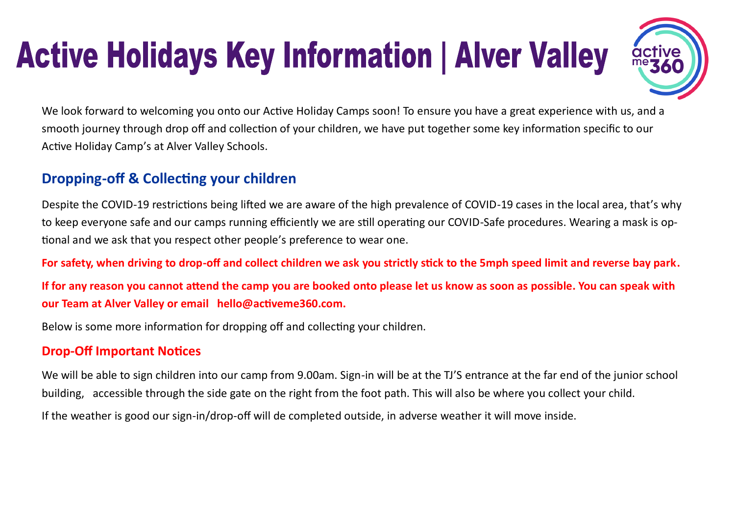# Active Holidays Key Information | Alver Valley

We look forward to welcoming you onto our Active Holiday Camps soon! To ensure you have a great experience with us, and a smooth journey through drop off and collection of your children, we have put together some key information specific to our Active Holiday Camp's at Alver Valley Schools.

## Dropping-off & Collecting your children

Despite the COVID-19 restrictions being lifted we are aware of the high prevalence of COVID-19 cases in the local area, that's why to keep everyone safe and our camps running efficiently we are still operating our COVID-Safe procedures. Wearing a mask is optional and we ask that you respect other people's preference to wear one.

**For safety, when driving to drop-off and collect children we ask you strictly stick to the 5mph speed limit and reverse bay park.**

**If for any reason you cannot attend the camp you are booked onto please let us know as soon as possible. You can speak with our Team at Alver Valley or email hello@activeme360.com.**

Below is some more information for dropping off and collecting your children.

### Drop-Off Important Notices

We will be able to sign children into our camp from 9.00am. Sign-in will be at the TJ'S entrance at the far end of the junior school building, accessible through the side gate on the right from the foot path. This will also be where you collect your child.

If the weather is good our sign-in/drop-off will de completed outside, in adverse weather it will move inside.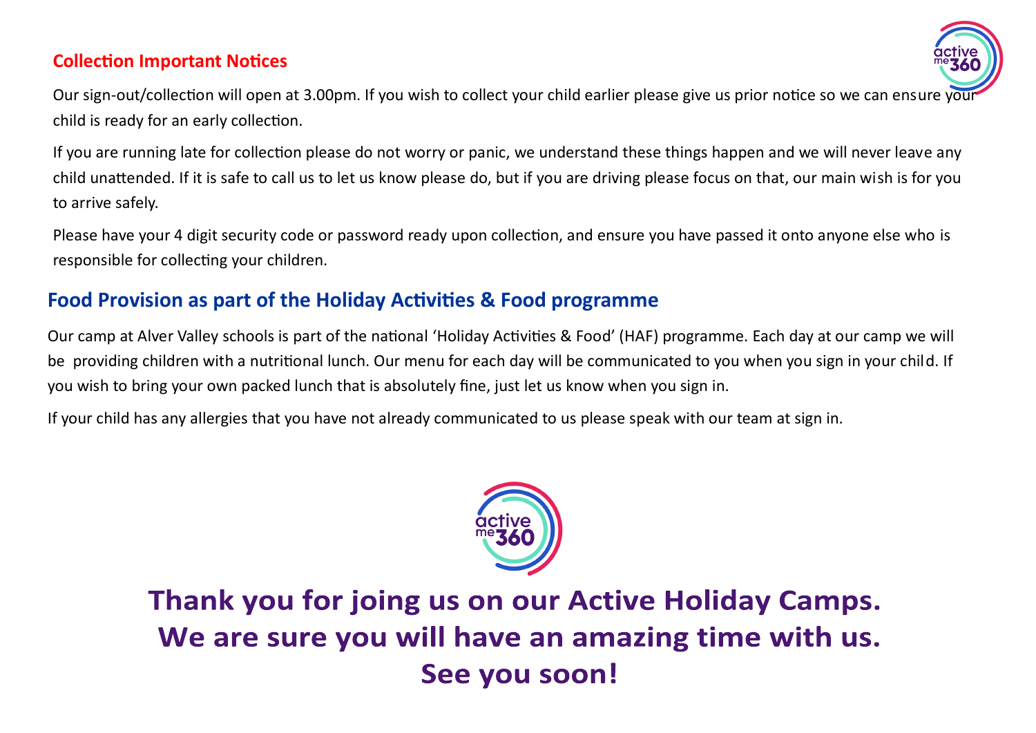## Collection Important Notices

Our sign-out/collection will open at 3.00pm. If you wish to collect your child earlier please give us prior notice so we can ensure your child is ready for an early collection.

If you are running late for collection please do not worry or panic, we understand these things happen and we will never leave any child unattended. If it is safe to call us to let us know please do, but if you are driving please focus on that, our main wish is for you to arrive safely.

Please have your 4 digit security code or password ready upon collection, and ensure you have passed it onto anyone else who is responsible for collecting your children.

## Food Provision as part of the Holiday Activities & Food programme

Our camp at Alver Valley schools is part of the national 'Holiday Activities & Food' (HAF) programme. Each day at our camp we will be providing children with a nutritional lunch. Our menu for each day will be communicated to you when you sign in your child. If you wish to bring your own packed lunch that is absolutely fine, just let us know when you sign in.

If your child has any allergies that you have not already communicated to us please speak with our team at sign in.

**Thank you for joing us on our Active Holiday Camps.
We are sure you will have an amazing time with us.
See you soon!**